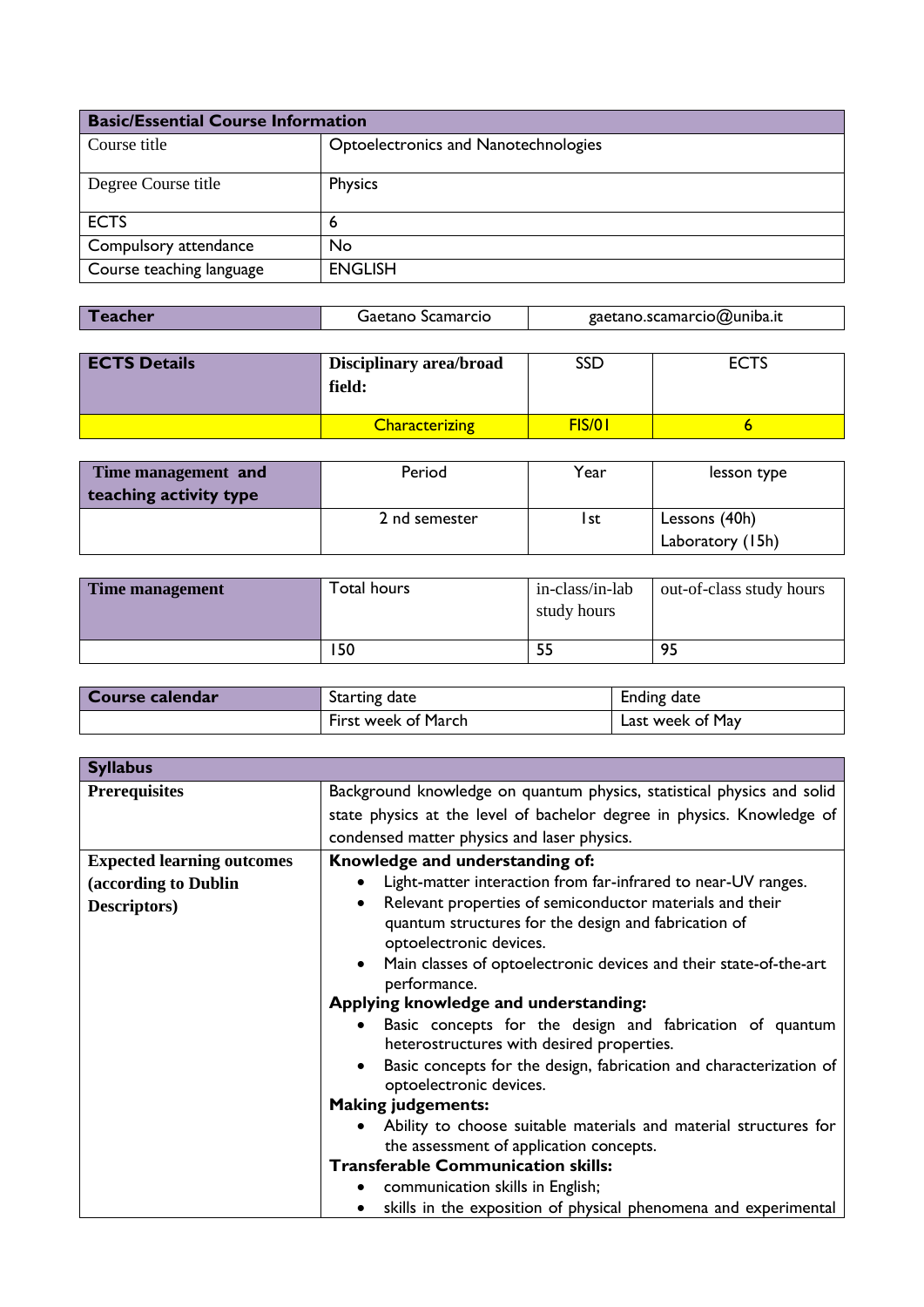| Basic/Essential Course Information | |
|---|---|
| Course title | Optoelectronics and Nanotechnologies |
| Degree Course title | Physics |
| ECTS | 6 |
| Compulsory attendance | No |
| Course teaching language | ENGLISH |

| Teacher | Gaetano Scamarcio | gaetano.scamarcio@uniba.it |
|---|---|---|

| ECTS Details | Disciplinary area/broad field: | SSD | ECTS |
|---|---|---|---|
| | Characterizing | FIS/01 | 6 |

| Time management and teaching activity type | Period | Year | lesson type |
|---|---|---|---|
| | 2 nd semester | 1st | Lessons (40h)<br>Laboratory (15h) |

| Time management | Total hours | in-class/in-lab study hours | out-of-class study hours |
|---|---|---|---|
| | 150 | 55 | 95 |

| Course calendar | Starting date | Ending date |
|---|---|---|
| | First week of March | Last week of May |

| Syllabus | |
|---|---|
| **Prerequisites** | Background knowledge on quantum physics, statistical physics and solid state physics at the level of bachelor degree in physics. Knowledge of condensed matter physics and laser physics. |
| **Expected learning outcomes (according to Dublin Descriptors)** | **Knowledge and understanding of:**<br>• Light-matter interaction from far-infrared to near-UV ranges.<br>• Relevant properties of semiconductor materials and their quantum structures for the design and fabrication of optoelectronic devices.<br>• Main classes of optoelectronic devices and their state-of-the-art performance.<br>**Applying knowledge and understanding:**<br>• Basic concepts for the design and fabrication of quantum heterostructures with desired properties.<br>• Basic concepts for the design, fabrication and characterization of optoelectronic devices.<br>**Making judgements:**<br>• Ability to choose suitable materials and material structures for the assessment of application concepts.<br>**Transferable Communication skills:**<br>• communication skills in English;<br>• skills in the exposition of physical phenomena and experimental |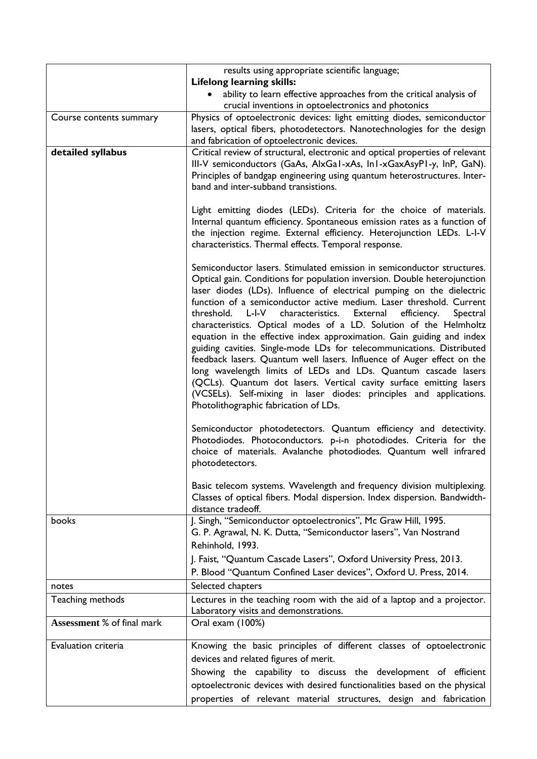| | |
|---|---|
| | results using appropriate scientific language;<br>**Lifelong learning skills:**<br>• ability to learn effective approaches from the critical analysis of crucial inventions in optoelectronics and photonics |
| Course contents summary | Physics of optoelectronic devices: light emitting diodes, semiconductor lasers, optical fibers, photodetectors. Nanotechnologies for the design and fabrication of optoelectronic devices. |
| **detailed syllabus** | Critical review of structural, electronic and optical properties of relevant III-V semiconductors (GaAs, $Al_xGa_{1-x}As$, $In_{1-x}Ga_xAs_yP_{1-y}$, InP, GaN). Principles of bandgap engineering using quantum heterostructures. Inter-band and inter-subband transistions.<br><br>Light emitting diodes (LEDs). Criteria for the choice of materials. Internal quantum efficiency. Spontaneous emission rates as a function of the injection regime. External efficiency. Heterojunction LEDs. L-I-V characteristics. Thermal effects. Temporal response.<br><br>Semiconductor lasers. Stimulated emission in semiconductor structures. Optical gain. Conditions for population inversion. Double heterojunction laser diodes (LDs). Influence of electrical pumping on the dielectric function of a semiconductor active medium. Laser threshold. Current threshold. L-I-V characteristics. External efficiency. Spectral characteristics. Optical modes of a LD. Solution of the Helmholtz equation in the effective index approximation. Gain guiding and index guiding cavities. Single-mode LDs for telecommunications. Distributed feedback lasers. Quantum well lasers. Influence of Auger effect on the long wavelength limits of LEDs and LDs. Quantum cascade lasers (QCLs). Quantum dot lasers. Vertical cavity surface emitting lasers (VCSELs). Self-mixing in laser diodes: principles and applications. Photolithographic fabrication of LDs.<br><br>Semiconductor photodetectors. Quantum efficiency and detectivity. Photodiodes. Photoconductors. p-i-n photodiodes. Criteria for the choice of materials. Avalanche photodiodes. Quantum well infrared photodetectors.<br><br>Basic telecom systems. Wavelength and frequency division multiplexing. Classes of optical fibers. Modal dispersion. Index dispersion. Bandwidth-distance tradeoff. |
| books | J. Singh, "Semiconductor optoelectronics", Mc Graw Hill, 1995.<br>G. P. Agrawal, N. K. Dutta, "Semiconductor lasers", Van Nostrand Rehinhold, 1993.<br>J. Faist, "Quantum Cascade Lasers", Oxford University Press, 2013.<br>P. Blood "Quantum Confined Laser devices", Oxford U. Press, 2014. |
| notes | Selected chapters |
| Teaching methods | Lectures in the teaching room with the aid of a laptop and a projector. Laboratory visits and demonstrations. |
| **Assessment** % of final mark | Oral exam (100%) |
| Evaluation criteria | Knowing the basic principles of different classes of optoelectronic devices and related figures of merit.<br>Showing the capability to discuss the development of efficient optoelectronic devices with desired functionalities based on the physical properties of relevant material structures, design and fabrication |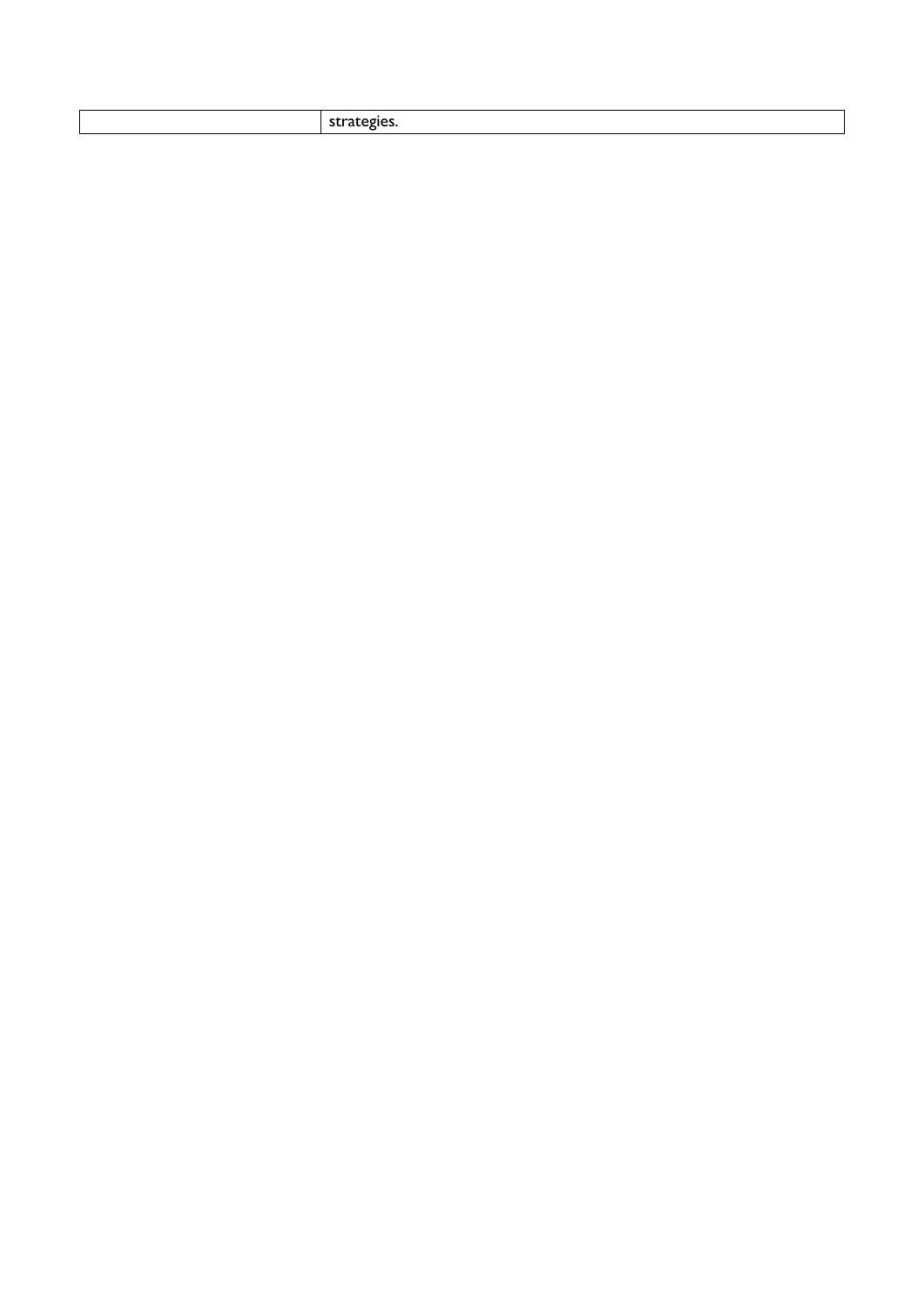| | |
|---|---|
| | strategies. |